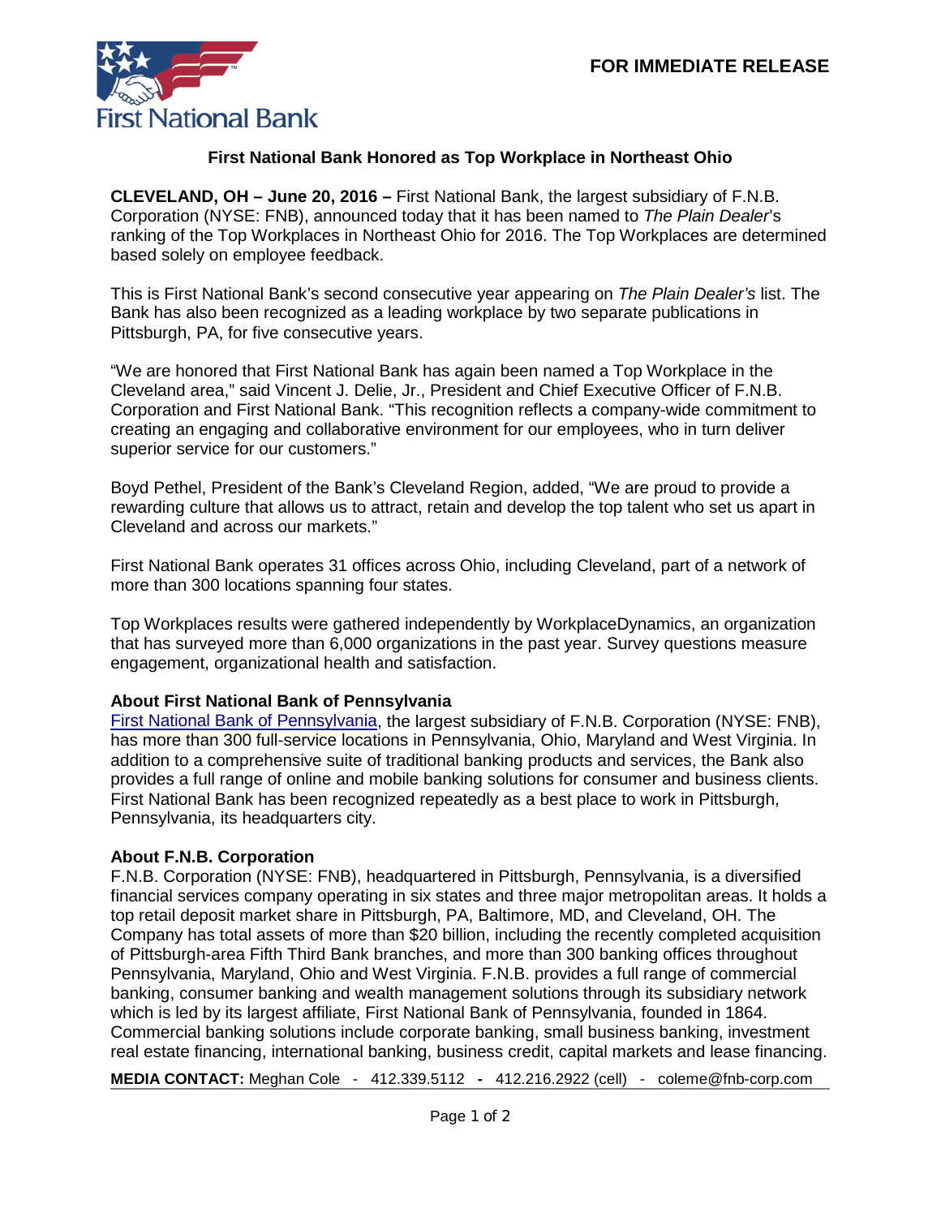First National Bank

FOR IMMEDIATE RELEASE

# First National Bank Honored as Top Workplace in Northeast Ohio

**CLEVELAND, OH – June 20, 2016 –** First National Bank, the largest subsidiary of F.N.B. Corporation (NYSE: FNB), announced today that it has been named to *The Plain Dealer*'s ranking of the Top Workplaces in Northeast Ohio for 2016. The Top Workplaces are determined based solely on employee feedback.

This is First National Bank's second consecutive year appearing on *The Plain Dealer's* list. The Bank has also been recognized as a leading workplace by two separate publications in Pittsburgh, PA, for five consecutive years.

"We are honored that First National Bank has again been named a Top Workplace in the Cleveland area," said Vincent J. Delie, Jr., President and Chief Executive Officer of F.N.B. Corporation and First National Bank. "This recognition reflects a company-wide commitment to creating an engaging and collaborative environment for our employees, who in turn deliver superior service for our customers."

Boyd Pethel, President of the Bank's Cleveland Region, added, "We are proud to provide a rewarding culture that allows us to attract, retain and develop the top talent who set us apart in Cleveland and across our markets."

First National Bank operates 31 offices across Ohio, including Cleveland, part of a network of more than 300 locations spanning four states.

Top Workplaces results were gathered independently by WorkplaceDynamics, an organization that has surveyed more than 6,000 organizations in the past year. Survey questions measure engagement, organizational health and satisfaction.

### About First National Bank of Pennsylvania

First National Bank of Pennsylvania, the largest subsidiary of F.N.B. Corporation (NYSE: FNB), has more than 300 full-service locations in Pennsylvania, Ohio, Maryland and West Virginia. In addition to a comprehensive suite of traditional banking products and services, the Bank also provides a full range of online and mobile banking solutions for consumer and business clients. First National Bank has been recognized repeatedly as a best place to work in Pittsburgh, Pennsylvania, its headquarters city.

### About F.N.B. Corporation

F.N.B. Corporation (NYSE: FNB), headquartered in Pittsburgh, Pennsylvania, is a diversified financial services company operating in six states and three major metropolitan areas. It holds a top retail deposit market share in Pittsburgh, PA, Baltimore, MD, and Cleveland, OH. The Company has total assets of more than $20 billion, including the recently completed acquisition of Pittsburgh-area Fifth Third Bank branches, and more than 300 banking offices throughout Pennsylvania, Maryland, Ohio and West Virginia. F.N.B. provides a full range of commercial banking, consumer banking and wealth management solutions through its subsidiary network which is led by its largest affiliate, First National Bank of Pennsylvania, founded in 1864. Commercial banking solutions include corporate banking, small business banking, investment real estate financing, international banking, business credit, capital markets and lease financing.

**MEDIA CONTACT:** Meghan Cole - 412.339.5112 **-** 412.216.2922 (cell) - coleme@fnb-corp.com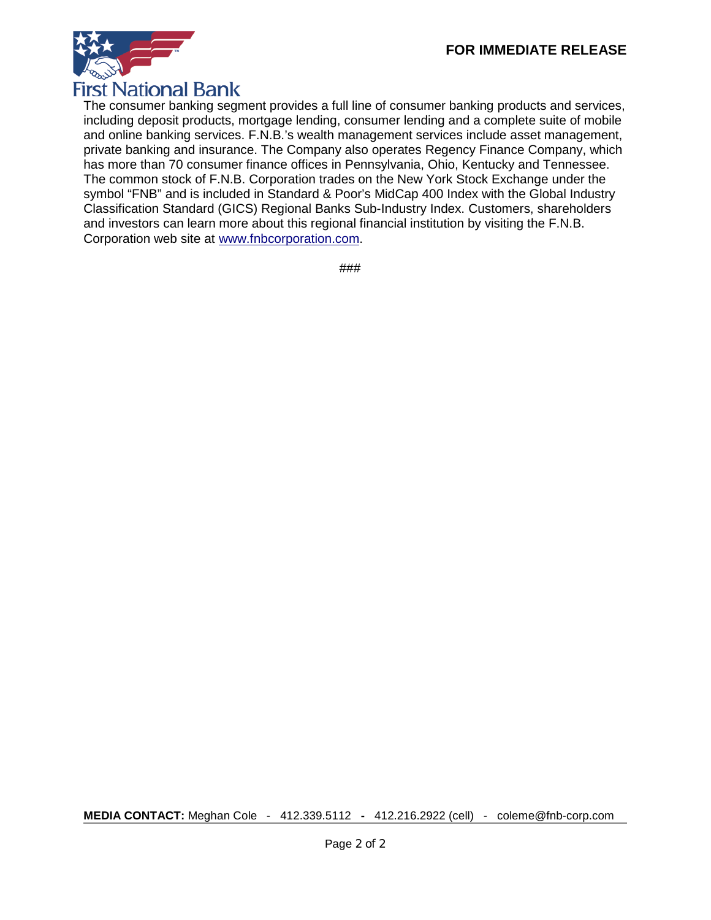The consumer banking segment provides a full line of consumer banking products and services, including deposit products, mortgage lending, consumer lending and a complete suite of mobile and online banking services. F.N.B.'s wealth management services include asset management, private banking and insurance. The Company also operates Regency Finance Company, which has more than 70 consumer finance offices in Pennsylvania, Ohio, Kentucky and Tennessee. The common stock of F.N.B. Corporation trades on the New York Stock Exchange under the symbol "FNB" and is included in Standard & Poor's MidCap 400 Index with the Global Industry Classification Standard (GICS) Regional Banks Sub-Industry Index. Customers, shareholders and investors can learn more about this regional financial institution by visiting the F.N.B. Corporation web site at www.fnbcorporation.com.

###

**MEDIA CONTACT:** Meghan Cole - 412.339.5112 - 412.216.2922 (cell) - coleme@fnb-corp.com